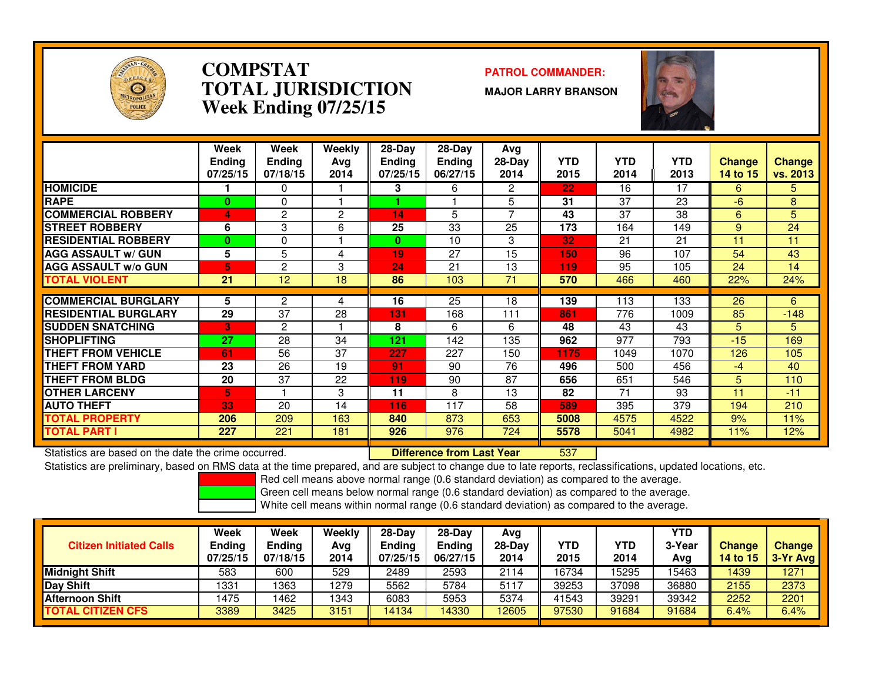# COMPSTAT
# TOTAL JURISDICTION
## Week Ending 07/25/15

**PATROL COMMANDER:**

**MAJOR LARRY BRANSON**

| | Week Ending 07/25/15 | Week Ending 07/18/15 | Weekly Avg 2014 | 28-Day Ending 07/25/15 | 28-Day Ending 06/27/15 | Avg 28-Day 2014 | YTD 2015 | YTD 2014 | YTD 2013 | Change 14 to 15 | Change vs. 2013 |
|---|---|---|---|---|---|---|---|---|---|---|---|
| HOMICIDE | 1 | 0 | 1 | 3 | 6 | 2 | 22 | 16 | 17 | 6 | 5 |
| RAPE | 0 | 0 | 1 | 1 | 1 | 5 | 31 | 37 | 23 | -6 | 8 |
| COMMERCIAL ROBBERY | 4 | 2 | 2 | 14 | 5 | 7 | 43 | 37 | 38 | 6 | 5 |
| STREET ROBBERY | 6 | 3 | 6 | 25 | 33 | 25 | 173 | 164 | 149 | 9 | 24 |
| RESIDENTIAL ROBBERY | 0 | 0 | 1 | 0 | 10 | 3 | 32 | 21 | 21 | 11 | 11 |
| AGG ASSAULT w/ GUN | 5 | 5 | 4 | 19 | 27 | 15 | 150 | 96 | 107 | 54 | 43 |
| AGG ASSAULT w/o GUN | 5 | 2 | 3 | 24 | 21 | 13 | 119 | 95 | 105 | 24 | 14 |
| TOTAL VIOLENT | 21 | 12 | 18 | 86 | 103 | 71 | 570 | 466 | 460 | 22% | 24% |
| COMMERCIAL BURGLARY | 5 | 2 | 4 | 16 | 25 | 18 | 139 | 113 | 133 | 26 | 6 |
| RESIDENTIAL BURGLARY | 29 | 37 | 28 | 131 | 168 | 111 | 861 | 776 | 1009 | 85 | -148 |
| SUDDEN SNATCHING | 3 | 2 | 1 | 8 | 6 | 6 | 48 | 43 | 43 | 5 | 5 |
| SHOPLIFTING | 27 | 28 | 34 | 121 | 142 | 135 | 962 | 977 | 793 | -15 | 169 |
| THEFT FROM VEHICLE | 61 | 56 | 37 | 227 | 227 | 150 | 1175 | 1049 | 1070 | 126 | 105 |
| THEFT FROM YARD | 23 | 26 | 19 | 91 | 90 | 76 | 496 | 500 | 456 | -4 | 40 |
| THEFT FROM BLDG | 20 | 37 | 22 | 119 | 90 | 87 | 656 | 651 | 546 | 5 | 110 |
| OTHER LARCENY | 5 | 1 | 3 | 11 | 8 | 13 | 82 | 71 | 93 | 11 | -11 |
| AUTO THEFT | 33 | 20 | 14 | 116 | 117 | 58 | 589 | 395 | 379 | 194 | 210 |
| TOTAL PROPERTY | 206 | 209 | 163 | 840 | 873 | 653 | 5008 | 4575 | 4522 | 9% | 11% |
| TOTAL PART I | 227 | 221 | 181 | 926 | 976 | 724 | 5578 | 5041 | 4982 | 11% | 12% |

Statistics are based on the date the crime occurred.

**Difference from Last Year** 537

Statistics are preliminary, based on RMS data at the time prepared, and are subject to change due to late reports, reclassifications, updated locations, etc.

Red cell means above normal range (0.6 standard deviation) as compared to the average.
Green cell means below normal range (0.6 standard deviation) as compared to the average.
White cell means within normal range (0.6 standard deviation) as compared to the average.

| Citizen Initiated Calls | Week Ending 07/25/15 | Week Ending 07/18/15 | Weekly Avg 2014 | 28-Day Ending 07/25/15 | 28-Day Ending 06/27/15 | Avg 28-Day 2014 | YTD 2015 | YTD 2014 | YTD 3-Year Avg | Change 14 to 15 | Change 3-Yr Avg |
|---|---|---|---|---|---|---|---|---|---|---|---|
| Midnight Shift | 583 | 600 | 529 | 2489 | 2593 | 2114 | 16734 | 15295 | 15463 | 1439 | 1271 |
| Day Shift | 1331 | 1363 | 1279 | 5562 | 5784 | 5117 | 39253 | 37098 | 36880 | 2155 | 2373 |
| Afternoon Shift | 1475 | 1462 | 1343 | 6083 | 5953 | 5374 | 41543 | 39291 | 39342 | 2252 | 2201 |
| TOTAL CITIZEN CFS | 3389 | 3425 | 3151 | 14134 | 14330 | 12605 | 97530 | 91684 | 91684 | 6.4% | 6.4% |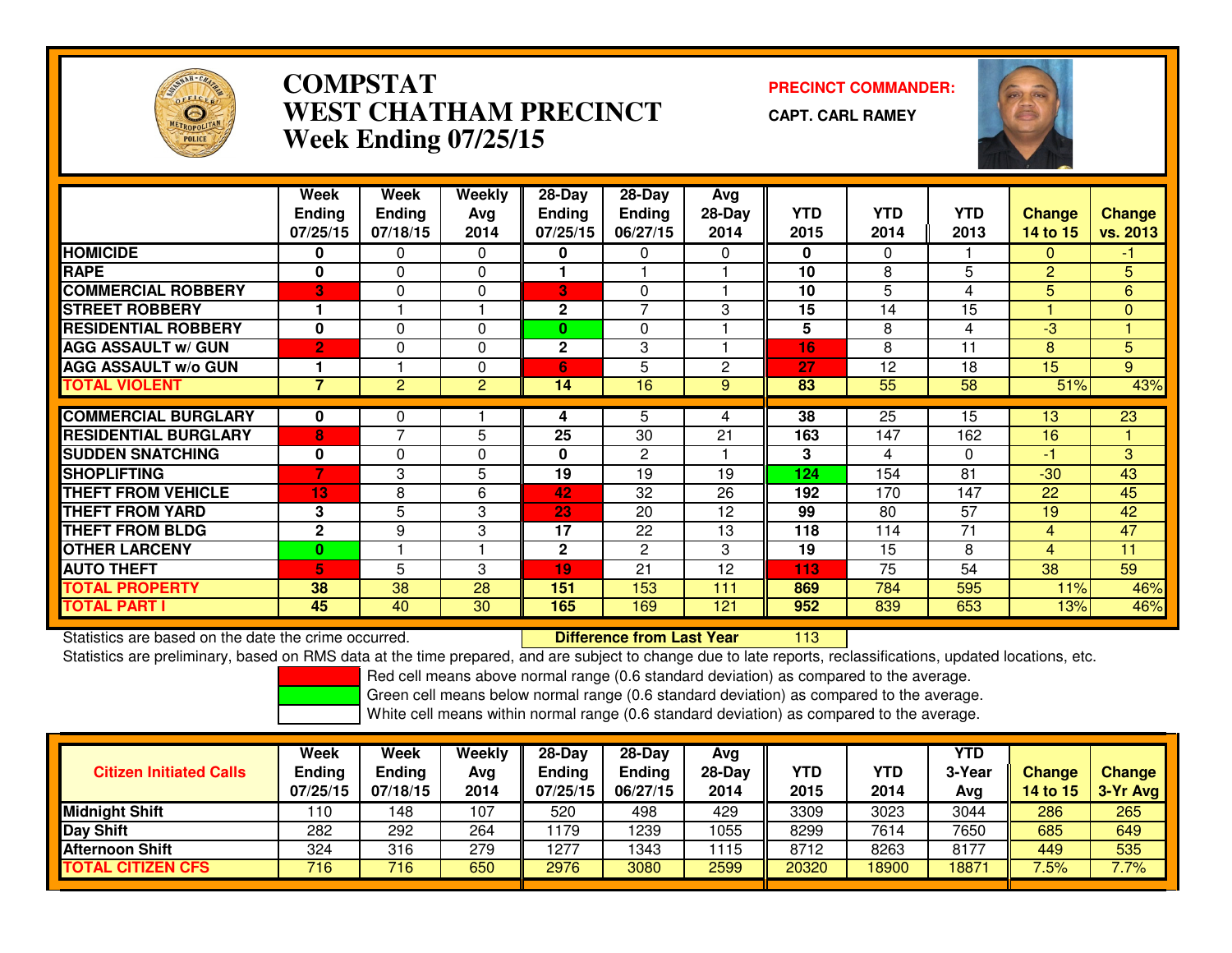# COMPSTAT
# WEST CHATHAM PRECINCT
# Week Ending 07/25/15

**PRECINCT COMMANDER:**

**CAPT. CARL RAMEY**

| | Week Ending 07/25/15 | Week Ending 07/18/15 | Weekly Avg 2014 | 28-Day Ending 07/25/15 | 28-Day Ending 06/27/15 | Avg 28-Day 2014 | YTD 2015 | YTD 2014 | YTD 2013 | Change 14 to 15 | Change vs. 2013 |
|---|---|---|---|---|---|---|---|---|---|---|---|
| HOMICIDE | 0 | 0 | 0 | 0 | 0 | 0 | 0 | 0 | 1 | 0 | -1 |
| RAPE | 0 | 0 | 0 | 1 | 1 | 1 | 10 | 8 | 5 | 2 | 5 |
| COMMERCIAL ROBBERY | 3 | 0 | 0 | 3 | 0 | 1 | 10 | 5 | 4 | 5 | 6 |
| STREET ROBBERY | 1 | 1 | 1 | 2 | 7 | 3 | 15 | 14 | 15 | 1 | 0 |
| RESIDENTIAL ROBBERY | 0 | 0 | 0 | 0 | 0 | 1 | 5 | 8 | 4 | -3 | 1 |
| AGG ASSAULT w/ GUN | 2 | 0 | 0 | 2 | 3 | 1 | 16 | 8 | 11 | 8 | 5 |
| AGG ASSAULT w/o GUN | 1 | 1 | 0 | 6 | 5 | 2 | 27 | 12 | 18 | 15 | 9 |
| TOTAL VIOLENT | 7 | 2 | 2 | 14 | 16 | 9 | 83 | 55 | 58 | 51% | 43% |
| COMMERCIAL BURGLARY | 0 | 0 | 1 | 4 | 5 | 4 | 38 | 25 | 15 | 13 | 23 |
| RESIDENTIAL BURGLARY | 8 | 7 | 5 | 25 | 30 | 21 | 163 | 147 | 162 | 16 | 1 |
| SUDDEN SNATCHING | 0 | 0 | 0 | 0 | 2 | 1 | 3 | 4 | 0 | -1 | 3 |
| SHOPLIFTING | 7 | 3 | 5 | 19 | 19 | 19 | 124 | 154 | 81 | -30 | 43 |
| THEFT FROM VEHICLE | 13 | 8 | 6 | 42 | 32 | 26 | 192 | 170 | 147 | 22 | 45 |
| THEFT FROM YARD | 3 | 5 | 3 | 23 | 20 | 12 | 99 | 80 | 57 | 19 | 42 |
| THEFT FROM BLDG | 2 | 9 | 3 | 17 | 22 | 13 | 118 | 114 | 71 | 4 | 47 |
| OTHER LARCENY | 0 | 1 | 1 | 2 | 2 | 3 | 19 | 15 | 8 | 4 | 11 |
| AUTO THEFT | 5 | 5 | 3 | 19 | 21 | 12 | 113 | 75 | 54 | 38 | 59 |
| TOTAL PROPERTY | 38 | 38 | 28 | 151 | 153 | 111 | 869 | 784 | 595 | 11% | 46% |
| TOTAL PART I | 45 | 40 | 30 | 165 | 169 | 121 | 952 | 839 | 653 | 13% | 46% |

Statistics are based on the date the crime occurred. **Difference from Last Year** 113

Statistics are preliminary, based on RMS data at the time prepared, and are subject to change due to late reports, reclassifications, updated locations, etc.

Red cell means above normal range (0.6 standard deviation) as compared to the average.

Green cell means below normal range (0.6 standard deviation) as compared to the average.

White cell means within normal range (0.6 standard deviation) as compared to the average.

| Citizen Initiated Calls | Week Ending 07/25/15 | Week Ending 07/18/15 | Weekly Avg 2014 | 28-Day Ending 07/25/15 | 28-Day Ending 06/27/15 | Avg 28-Day 2014 | YTD 2015 | YTD 2014 | YTD 3-Year Avg | Change 14 to 15 | Change 3-Yr Avg |
|---|---|---|---|---|---|---|---|---|---|---|---|
| Midnight Shift | 110 | 148 | 107 | 520 | 498 | 429 | 3309 | 3023 | 3044 | 286 | 265 |
| Day Shift | 282 | 292 | 264 | 1179 | 1239 | 1055 | 8299 | 7614 | 7650 | 685 | 649 |
| Afternoon Shift | 324 | 316 | 279 | 1277 | 1343 | 1115 | 8712 | 8263 | 8177 | 449 | 535 |
| TOTAL CITIZEN CFS | 716 | 716 | 650 | 2976 | 3080 | 2599 | 20320 | 18900 | 18871 | 7.5% | 7.7% |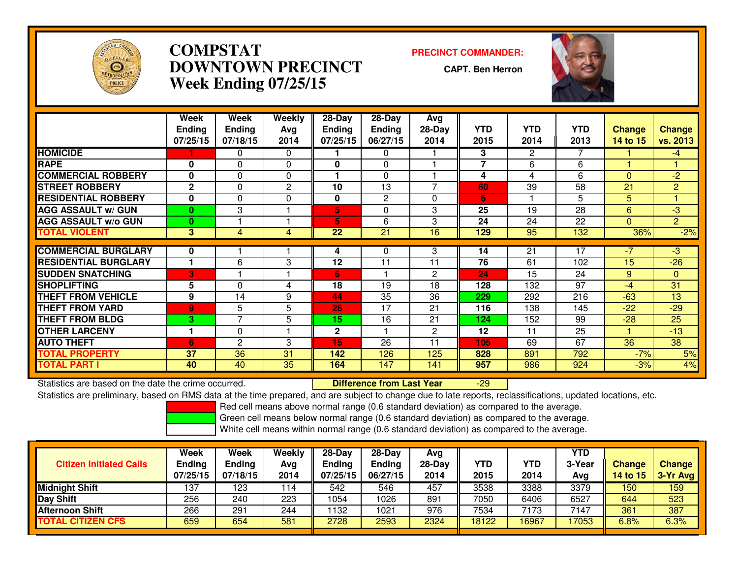# COMPSTAT DOWNTOWN PRECINCT
## Week Ending 07/25/15

**PRECINCT COMMANDER:**
**CAPT. Ben Herron**

| | Week Ending 07/25/15 | Week Ending 07/18/15 | Weekly Avg 2014 | 28-Day Ending 07/25/15 | 28-Day Ending 06/27/15 | Avg 28-Day 2014 | YTD 2015 | YTD 2014 | YTD 2013 | Change 14 to 15 | Change vs. 2013 |
|---|---|---|---|---|---|---|---|---|---|---|---|
| HOMICIDE | 1 | 0 | 0 | 1 | 0 | 1 | 3 | 2 | 7 | 1 | -4 |
| RAPE | 0 | 0 | 0 | 0 | 0 | 1 | 7 | 6 | 6 | 1 | 1 |
| COMMERCIAL ROBBERY | 0 | 0 | 0 | 1 | 0 | 1 | 4 | 4 | 6 | 0 | -2 |
| STREET ROBBERY | 2 | 0 | 2 | 10 | 13 | 7 | 60 | 39 | 58 | 21 | 2 |
| RESIDENTIAL ROBBERY | 0 | 0 | 0 | 0 | 2 | 0 | 6 | 1 | 5 | 5 | 1 |
| AGG ASSAULT w/ GUN | 0 | 3 | 1 | 5 | 0 | 3 | 25 | 19 | 28 | 6 | -3 |
| AGG ASSAULT w/o GUN | 0 | 1 | 1 | 5 | 6 | 3 | 24 | 24 | 22 | 0 | 2 |
| TOTAL VIOLENT | 3 | 4 | 4 | 22 | 21 | 16 | 129 | 95 | 132 | 36% | -2% |
| COMMERCIAL BURGLARY | 0 | 1 | 1 | 4 | 0 | 3 | 14 | 21 | 17 | -7 | -3 |
| RESIDENTIAL BURGLARY | 1 | 6 | 3 | 12 | 11 | 11 | 76 | 61 | 102 | 15 | -26 |
| SUDDEN SNATCHING | 3 | 1 | 1 | 6 | 1 | 2 | 24 | 15 | 24 | 9 | 0 |
| SHOPLIFTING | 5 | 0 | 4 | 18 | 19 | 18 | 128 | 132 | 97 | -4 | 31 |
| THEFT FROM VEHICLE | 9 | 14 | 9 | 44 | 35 | 36 | 229 | 292 | 216 | -63 | 13 |
| THEFT FROM YARD | 9 | 5 | 5 | 26 | 17 | 21 | 116 | 138 | 145 | -22 | -29 |
| THEFT FROM BLDG | 3 | 7 | 5 | 15 | 16 | 21 | 124 | 152 | 99 | -28 | 25 |
| OTHER LARCENY | 1 | 0 | 1 | 2 | 1 | 2 | 12 | 11 | 25 | 1 | -13 |
| AUTO THEFT | 6 | 2 | 3 | 15 | 26 | 11 | 105 | 69 | 67 | 36 | 38 |
| TOTAL PROPERTY | 37 | 36 | 31 | 142 | 126 | 125 | 828 | 891 | 792 | -7% | 5% |
| TOTAL PART I | 40 | 40 | 35 | 164 | 147 | 141 | 957 | 986 | 924 | -3% | 4% |

Statistics are based on the date the crime occurred. **Difference from Last Year** -29

Statistics are preliminary, based on RMS data at the time prepared, and are subject to change due to late reports, reclassifications, updated locations, etc.

Red cell means above normal range (0.6 standard deviation) as compared to the average.
Green cell means below normal range (0.6 standard deviation) as compared to the average.
White cell means within normal range (0.6 standard deviation) as compared to the average.

| Citizen Initiated Calls | Week Ending 07/25/15 | Week Ending 07/18/15 | Weekly Avg 2014 | 28-Day Ending 07/25/15 | 28-Day Ending 06/27/15 | Avg 28-Day 2014 | YTD 2015 | YTD 2014 | YTD 3-Year Avg | Change 14 to 15 | Change 3-Yr Avg |
|---|---|---|---|---|---|---|---|---|---|---|---|
| Midnight Shift | 137 | 123 | 114 | 542 | 546 | 457 | 3538 | 3388 | 3379 | 150 | 159 |
| Day Shift | 256 | 240 | 223 | 1054 | 1026 | 891 | 7050 | 6406 | 6527 | 644 | 523 |
| Afternoon Shift | 266 | 291 | 244 | 1132 | 1021 | 976 | 7534 | 7173 | 7147 | 361 | 387 |
| TOTAL CITIZEN CFS | 659 | 654 | 581 | 2728 | 2593 | 2324 | 18122 | 16967 | 17053 | 6.8% | 6.3% |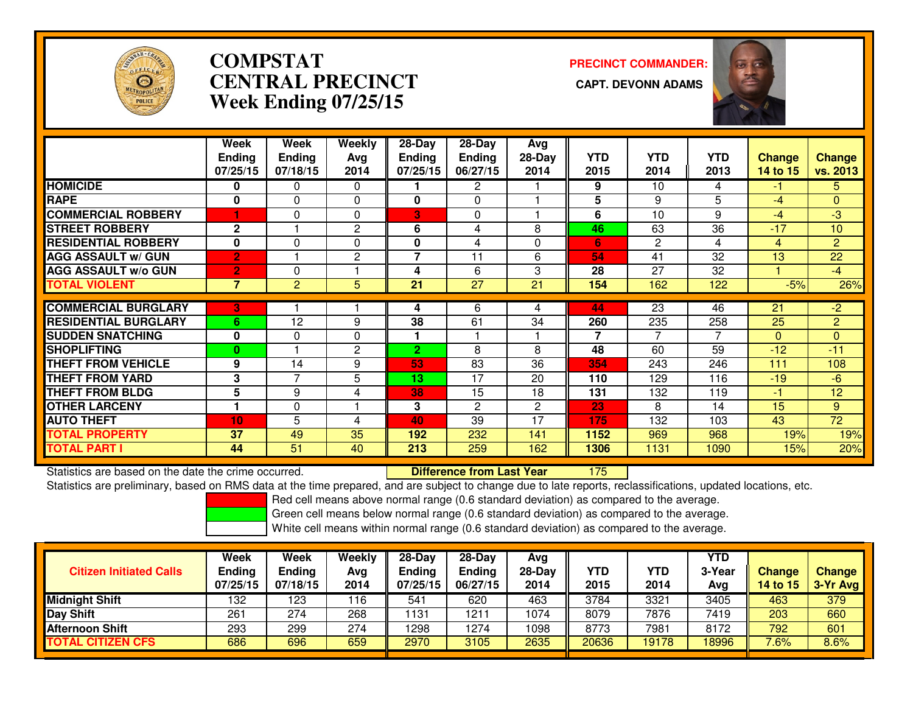# COMPSTAT
# CENTRAL PRECINCT
# Week Ending 07/25/15

**PRECINCT COMMANDER:**

**CAPT. DEVONN ADAMS**

| | Week Ending 07/25/15 | Week Ending 07/18/15 | Weekly Avg 2014 | 28-Day Ending 07/25/15 | 28-Day Ending 06/27/15 | Avg 28-Day 2014 | YTD 2015 | YTD 2014 | YTD 2013 | Change 14 to 15 | Change vs. 2013 |
|---|---|---|---|---|---|---|---|---|---|---|---|
| **HOMICIDE** | **0** | 0 | 0 | **1** | 2 | 1 | **9** | 10 | 4 | -1 | 5 |
| **RAPE** | **0** | 0 | 0 | **0** | 0 | 1 | **5** | 9 | 5 | -4 | 0 |
| **COMMERCIAL ROBBERY** | **1** | 0 | 0 | **3** | 0 | 1 | **6** | 10 | 9 | -4 | -3 |
| **STREET ROBBERY** | **2** | 1 | 2 | **6** | 4 | 8 | **46** | 63 | 36 | -17 | 10 |
| **RESIDENTIAL ROBBERY** | **0** | 0 | 0 | **0** | 4 | 0 | **6** | 2 | 4 | 4 | 2 |
| **AGG ASSAULT w/ GUN** | **2** | 1 | 2 | **7** | 11 | 6 | **54** | 41 | 32 | 13 | 22 |
| **AGG ASSAULT w/o GUN** | **2** | 0 | 1 | **4** | 6 | 3 | **28** | 27 | 32 | 1 | -4 |
| **TOTAL VIOLENT** | **7** | 2 | 5 | **21** | 27 | 21 | **154** | 162 | 122 | -5% | 26% |
| **COMMERCIAL BURGLARY** | **3** | 1 | 1 | **4** | 6 | 4 | **44** | 23 | 46 | 21 | -2 |
| **RESIDENTIAL BURGLARY** | **6** | 12 | 9 | **38** | 61 | 34 | **260** | 235 | 258 | 25 | 2 |
| **SUDDEN SNATCHING** | **0** | 0 | 0 | **1** | 1 | 1 | **7** | 7 | 7 | 0 | 0 |
| **SHOPLIFTING** | **0** | 1 | 2 | **2** | 8 | 8 | **48** | 60 | 59 | -12 | -11 |
| **THEFT FROM VEHICLE** | **9** | 14 | 9 | **53** | 83 | 36 | **354** | 243 | 246 | 111 | 108 |
| **THEFT FROM YARD** | **3** | 7 | 5 | **13** | 17 | 20 | **110** | 129 | 116 | -19 | -6 |
| **THEFT FROM BLDG** | **5** | 9 | 4 | **38** | 15 | 18 | **131** | 132 | 119 | -1 | 12 |
| **OTHER LARCENY** | **1** | 0 | 1 | **3** | 2 | 2 | **23** | 8 | 14 | 15 | 9 |
| **AUTO THEFT** | **10** | 5 | 4 | **40** | 39 | 17 | **175** | 132 | 103 | 43 | 72 |
| **TOTAL PROPERTY** | **37** | 49 | 35 | **192** | 232 | 141 | **1152** | 969 | 968 | 19% | 19% |
| **TOTAL PART I** | **44** | 51 | 40 | **213** | 259 | 162 | **1306** | 1131 | 1090 | 15% | 20% |

Statistics are based on the date the crime occurred. **Difference from Last Year** 175

Statistics are preliminary, based on RMS data at the time prepared, and are subject to change due to late reports, reclassifications, updated locations, etc.

Red cell means above normal range (0.6 standard deviation) as compared to the average.
Green cell means below normal range (0.6 standard deviation) as compared to the average.
White cell means within normal range (0.6 standard deviation) as compared to the average.

| Citizen Initiated Calls | Week Ending 07/25/15 | Week Ending 07/18/15 | Weekly Avg 2014 | 28-Day Ending 07/25/15 | 28-Day Ending 06/27/15 | Avg 28-Day 2014 | YTD 2015 | YTD 2014 | YTD 3-Year Avg | Change 14 to 15 | Change 3-Yr Avg |
|---|---|---|---|---|---|---|---|---|---|---|---|
| **Midnight Shift** | 132 | 123 | 116 | 541 | 620 | 463 | 3784 | 3321 | 3405 | 463 | 379 |
| **Day Shift** | 261 | 274 | 268 | 1131 | 1211 | 1074 | 8079 | 7876 | 7419 | 203 | 660 |
| **Afternoon Shift** | 293 | 299 | 274 | 1298 | 1274 | 1098 | 8773 | 7981 | 8172 | 792 | 601 |
| **TOTAL CITIZEN CFS** | 686 | 696 | 659 | 2970 | 3105 | 2635 | 20636 | 19178 | 18996 | 7.6% | 8.6% |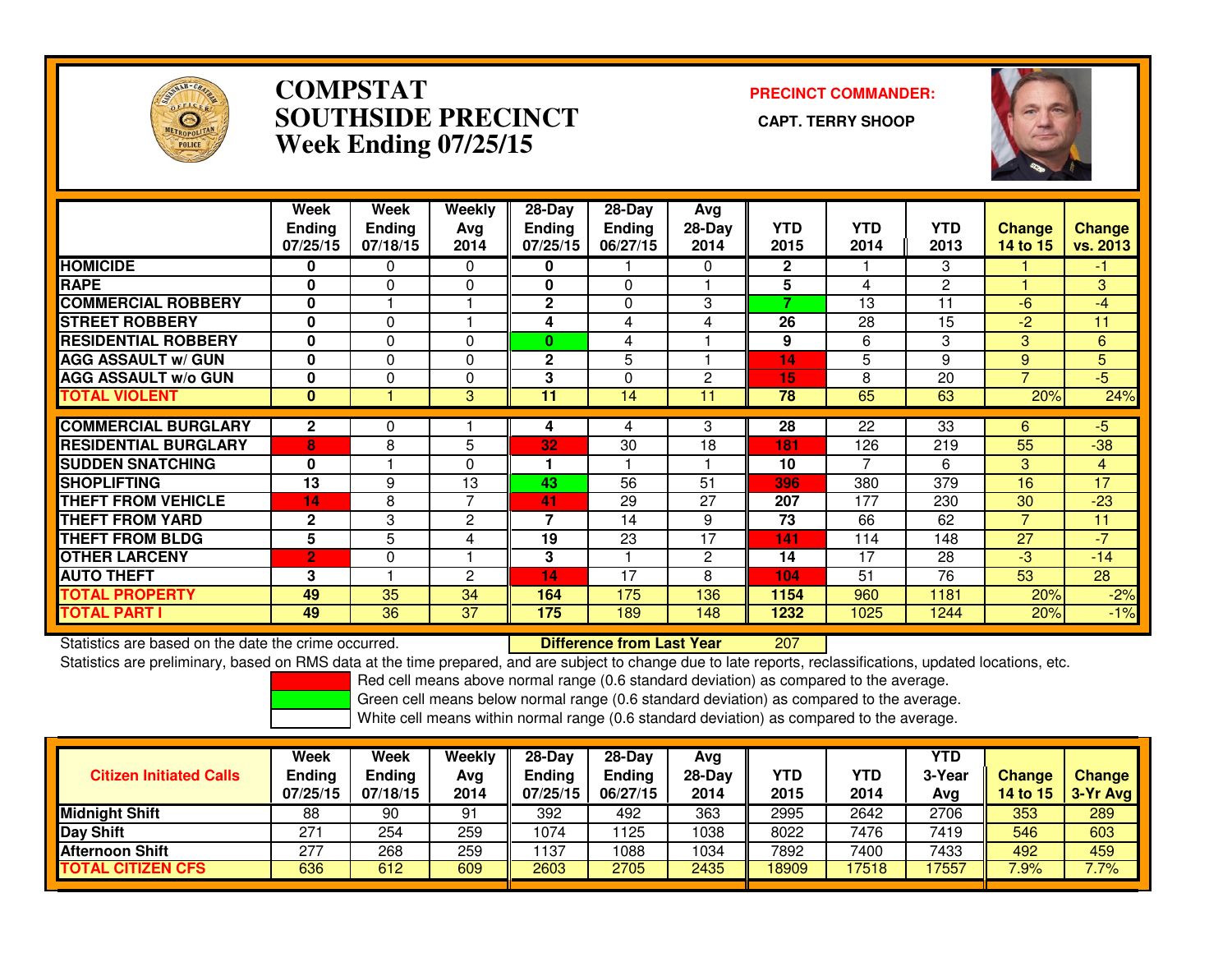# COMPSTAT
# SOUTHSIDE PRECINCT
# Week Ending 07/25/15

**PRECINCT COMMANDER:**

**CAPT. TERRY SHOOP**

| | Week Ending 07/25/15 | Week Ending 07/18/15 | Weekly Avg 2014 | 28-Day Ending 07/25/15 | 28-Day Ending 06/27/15 | Avg 28-Day 2014 | YTD 2015 | YTD 2014 | YTD 2013 | Change 14 to 15 | Change vs. 2013 |
|---|---|---|---|---|---|---|---|---|---|---|---|
| HOMICIDE | 0 | 0 | 0 | 0 | 1 | 0 | 2 | 1 | 3 | 1 | -1 |
| RAPE | 0 | 0 | 0 | 0 | 0 | 1 | 5 | 4 | 2 | 1 | 3 |
| COMMERCIAL ROBBERY | 0 | 1 | 1 | 2 | 0 | 3 | 7 | 13 | 11 | -6 | -4 |
| STREET ROBBERY | 0 | 0 | 1 | 4 | 4 | 4 | 26 | 28 | 15 | -2 | 11 |
| RESIDENTIAL ROBBERY | 0 | 0 | 0 | 0 | 4 | 1 | 9 | 6 | 3 | 3 | 6 |
| AGG ASSAULT w/ GUN | 0 | 0 | 0 | 2 | 5 | 1 | 14 | 5 | 9 | 9 | 5 |
| AGG ASSAULT w/o GUN | 0 | 0 | 0 | 3 | 0 | 2 | 15 | 8 | 20 | 7 | -5 |
| TOTAL VIOLENT | 0 | 1 | 3 | 11 | 14 | 11 | 78 | 65 | 63 | 20% | 24% |
| COMMERCIAL BURGLARY | 2 | 0 | 1 | 4 | 4 | 3 | 28 | 22 | 33 | 6 | -5 |
| RESIDENTIAL BURGLARY | 8 | 8 | 5 | 32 | 30 | 18 | 181 | 126 | 219 | 55 | -38 |
| SUDDEN SNATCHING | 0 | 1 | 0 | 1 | 1 | 1 | 10 | 7 | 6 | 3 | 4 |
| SHOPLIFTING | 13 | 9 | 13 | 43 | 56 | 51 | 396 | 380 | 379 | 16 | 17 |
| THEFT FROM VEHICLE | 14 | 8 | 7 | 41 | 29 | 27 | 207 | 177 | 230 | 30 | -23 |
| THEFT FROM YARD | 2 | 3 | 2 | 7 | 14 | 9 | 73 | 66 | 62 | 7 | 11 |
| THEFT FROM BLDG | 5 | 5 | 4 | 19 | 23 | 17 | 141 | 114 | 148 | 27 | -7 |
| OTHER LARCENY | 2 | 0 | 1 | 3 | 1 | 2 | 14 | 17 | 28 | -3 | -14 |
| AUTO THEFT | 3 | 1 | 2 | 14 | 17 | 8 | 104 | 51 | 76 | 53 | 28 |
| TOTAL PROPERTY | 49 | 35 | 34 | 164 | 175 | 136 | 1154 | 960 | 1181 | 20% | -2% |
| TOTAL PART I | 49 | 36 | 37 | 175 | 189 | 148 | 1232 | 1025 | 1244 | 20% | -1% |

Statistics are based on the date the crime occurred. **Difference from Last Year** 207

Statistics are preliminary, based on RMS data at the time prepared, and are subject to change due to late reports, reclassifications, updated locations, etc.

Red cell means above normal range (0.6 standard deviation) as compared to the average.

Green cell means below normal range (0.6 standard deviation) as compared to the average.

White cell means within normal range (0.6 standard deviation) as compared to the average.

| Citizen Initiated Calls | Week Ending 07/25/15 | Week Ending 07/18/15 | Weekly Avg 2014 | 28-Day Ending 07/25/15 | 28-Day Ending 06/27/15 | Avg 28-Day 2014 | YTD 2015 | YTD 2014 | YTD 3-Year Avg | Change 14 to 15 | Change 3-Yr Avg |
|---|---|---|---|---|---|---|---|---|---|---|---|
| Midnight Shift | 88 | 90 | 91 | 392 | 492 | 363 | 2995 | 2642 | 2706 | 353 | 289 |
| Day Shift | 271 | 254 | 259 | 1074 | 1125 | 1038 | 8022 | 7476 | 7419 | 546 | 603 |
| Afternoon Shift | 277 | 268 | 259 | 1137 | 1088 | 1034 | 7892 | 7400 | 7433 | 492 | 459 |
| TOTAL CITIZEN CFS | 636 | 612 | 609 | 2603 | 2705 | 2435 | 18909 | 17518 | 17557 | 7.9% | 7.7% |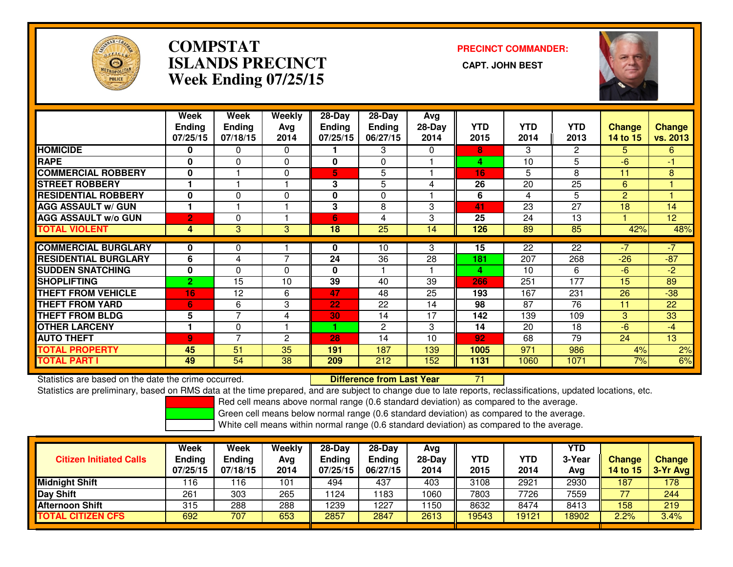# COMPSTAT
# ISLANDS PRECINCT
# Week Ending 07/25/15

**PRECINCT COMMANDER:**

**CAPT. JOHN BEST**

| | Week Ending 07/25/15 | Week Ending 07/18/15 | Weekly Avg 2014 | 28-Day Ending 07/25/15 | 28-Day Ending 06/27/15 | Avg 28-Day 2014 | YTD 2015 | YTD 2014 | YTD 2013 | Change 14 to 15 | Change vs. 2013 |
|---|---|---|---|---|---|---|---|---|---|---|---|
| HOMICIDE | 0 | 0 | 0 | 1 | 3 | 0 | 8 | 3 | 2 | 5 | 6 |
| RAPE | 0 | 0 | 0 | 0 | 0 | 1 | 4 | 10 | 5 | -6 | -1 |
| COMMERCIAL ROBBERY | 0 | 1 | 0 | 5 | 5 | 1 | 16 | 5 | 8 | 11 | 8 |
| STREET ROBBERY | 1 | 1 | 1 | 3 | 5 | 4 | 26 | 20 | 25 | 6 | 1 |
| RESIDENTIAL ROBBERY | 0 | 0 | 0 | 0 | 0 | 1 | 6 | 4 | 5 | 2 | 1 |
| AGG ASSAULT w/ GUN | 1 | 1 | 1 | 3 | 8 | 3 | 41 | 23 | 27 | 18 | 14 |
| AGG ASSAULT w/o GUN | 2 | 0 | 1 | 6 | 4 | 3 | 25 | 24 | 13 | 1 | 12 |
| TOTAL VIOLENT | 4 | 3 | 3 | 18 | 25 | 14 | 126 | 89 | 85 | 42% | 48% |
| COMMERCIAL BURGLARY | 0 | 0 | 1 | 0 | 10 | 3 | 15 | 22 | 22 | -7 | -7 |
| RESIDENTIAL BURGLARY | 6 | 4 | 7 | 24 | 36 | 28 | 181 | 207 | 268 | -26 | -87 |
| SUDDEN SNATCHING | 0 | 0 | 0 | 0 | 1 | 1 | 4 | 10 | 6 | -6 | -2 |
| SHOPLIFTING | 2 | 15 | 10 | 39 | 40 | 39 | 266 | 251 | 177 | 15 | 89 |
| THEFT FROM VEHICLE | 16 | 12 | 6 | 47 | 48 | 25 | 193 | 167 | 231 | 26 | -38 |
| THEFT FROM YARD | 6 | 6 | 3 | 22 | 22 | 14 | 98 | 87 | 76 | 11 | 22 |
| THEFT FROM BLDG | 5 | 7 | 4 | 30 | 14 | 17 | 142 | 139 | 109 | 3 | 33 |
| OTHER LARCENY | 1 | 0 | 1 | 1 | 2 | 3 | 14 | 20 | 18 | -6 | -4 |
| AUTO THEFT | 9 | 7 | 2 | 28 | 14 | 10 | 92 | 68 | 79 | 24 | 13 |
| TOTAL PROPERTY | 45 | 51 | 35 | 191 | 187 | 139 | 1005 | 971 | 986 | 4% | 2% |
| TOTAL PART I | 49 | 54 | 38 | 209 | 212 | 152 | 1131 | 1060 | 1071 | 7% | 6% |

Statistics are based on the date the crime occurred. **Difference from Last Year** 71

Statistics are preliminary, based on RMS data at the time prepared, and are subject to change due to late reports, reclassifications, updated locations, etc.

Red cell means above normal range (0.6 standard deviation) as compared to the average.

Green cell means below normal range (0.6 standard deviation) as compared to the average.

White cell means within normal range (0.6 standard deviation) as compared to the average.

| Citizen Initiated Calls | Week Ending 07/25/15 | Week Ending 07/18/15 | Weekly Avg 2014 | 28-Day Ending 07/25/15 | 28-Day Ending 06/27/15 | Avg 28-Day 2014 | YTD 2015 | YTD 2014 | YTD 3-Year Avg | Change 14 to 15 | Change 3-Yr Avg |
|---|---|---|---|---|---|---|---|---|---|---|---|
| Midnight Shift | 116 | 116 | 101 | 494 | 437 | 403 | 3108 | 2921 | 2930 | 187 | 178 |
| Day Shift | 261 | 303 | 265 | 1124 | 1183 | 1060 | 7803 | 7726 | 7559 | 77 | 244 |
| Afternoon Shift | 315 | 288 | 288 | 1239 | 1227 | 1150 | 8632 | 8474 | 8413 | 158 | 219 |
| TOTAL CITIZEN CFS | 692 | 707 | 653 | 2857 | 2847 | 2613 | 19543 | 19121 | 18902 | 2.2% | 3.4% |